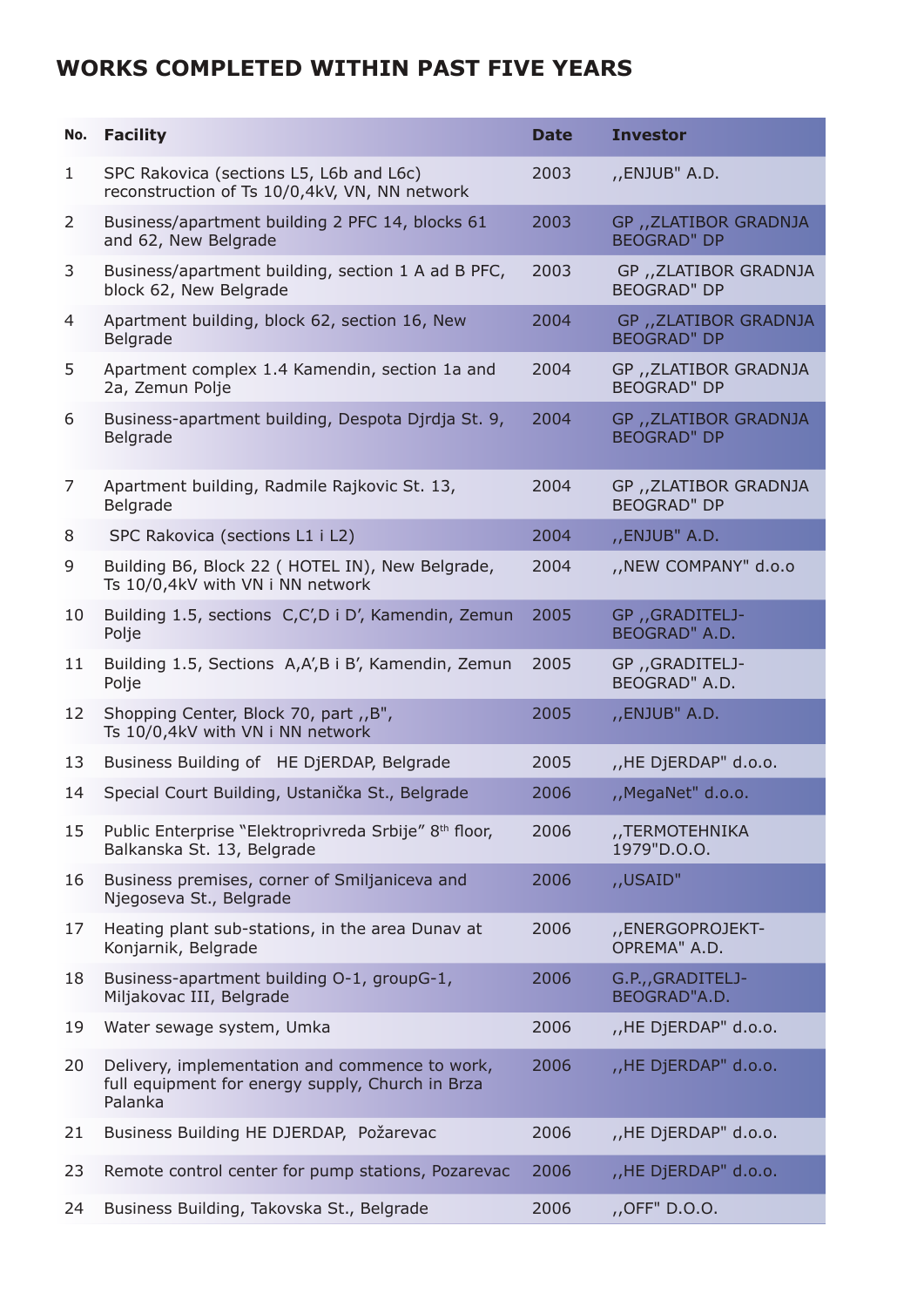# WORKS COMPLETED WITHIN PAST FIVE YEARS

| No. | Facility | Date | Investor |
|---|---|---|---|
| 1 | SPC Rakovica (sections L5, L6b and L6c) reconstruction of Ts 10/0,4kV, VN, NN network | 2003 | ,,ENJUB" A.D. |
| 2 | Business/apartment building 2 PFC 14, blocks 61 and 62, New Belgrade | 2003 | GP ,,ZLATIBOR GRADNJA BEOGRAD" DP |
| 3 | Business/apartment building, section 1 A ad B PFC, block 62, New Belgrade | 2003 | GP ,,ZLATIBOR GRADNJA BEOGRAD" DP |
| 4 | Apartment building, block 62, section 16, New Belgrade | 2004 | GP ,,ZLATIBOR GRADNJA BEOGRAD" DP |
| 5 | Apartment complex 1.4 Kamendin, section 1a and 2a, Zemun Polje | 2004 | GP ,,ZLATIBOR GRADNJA BEOGRAD" DP |
| 6 | Business-apartment building, Despota Djrdja St. 9, Belgrade | 2004 | GP ,,ZLATIBOR GRADNJA BEOGRAD" DP |
| 7 | Apartment building, Radmile Rajkovic St. 13, Belgrade | 2004 | GP ,,ZLATIBOR GRADNJA BEOGRAD" DP |
| 8 | SPC Rakovica (sections L1 i L2) | 2004 | ,,ENJUB" A.D. |
| 9 | Building B6, Block 22 ( HOTEL IN), New Belgrade, Ts 10/0,4kV with VN i NN network | 2004 | ,,NEW COMPANY" d.o.o |
| 10 | Building 1.5, sections C,C',D i D', Kamendin, Zemun Polje | 2005 | GP ,,GRADITELJ-BEOGRAD" A.D. |
| 11 | Building 1.5, Sections A,A',B i B', Kamendin, Zemun Polje | 2005 | GP ,,GRADITELJ-BEOGRAD" A.D. |
| 12 | Shopping Center, Block 70, part ,,B", Ts 10/0,4kV with VN i NN network | 2005 | ,,ENJUB" A.D. |
| 13 | Business Building of HE DjERDAP, Belgrade | 2005 | ,,HE DjERDAP" d.o.o. |
| 14 | Special Court Building, Ustanička St., Belgrade | 2006 | ,,MegaNet" d.o.o. |
| 15 | Public Enterprise "Elektroprivreda Srbije" 8th floor, Balkanska St. 13, Belgrade | 2006 | ,,TERMOTEHNIKA 1979"D.O.O. |
| 16 | Business premises, corner of Smiljaniceva and Njegoseva St., Belgrade | 2006 | ,,USAID" |
| 17 | Heating plant sub-stations, in the area Dunav at Konjarnik, Belgrade | 2006 | ,,ENERGOPROJEKT-OPREMA" A.D. |
| 18 | Business-apartment building O-1, groupG-1, Miljakovac III, Belgrade | 2006 | G.P.,,GRADITELJ-BEOGRAD"A.D. |
| 19 | Water sewage system, Umka | 2006 | ,,HE DjERDAP" d.o.o. |
| 20 | Delivery, implementation and commence to work, full equipment for energy supply, Church in Brza Palanka | 2006 | ,,HE DjERDAP" d.o.o. |
| 21 | Business Building HE DJERDAP, Požarevac | 2006 | ,,HE DjERDAP" d.o.o. |
| 23 | Remote control center for pump stations, Pozarevac | 2006 | ,,HE DjERDAP" d.o.o. |
| 24 | Business Building, Takovska St., Belgrade | 2006 | ,,OFF" D.O.O. |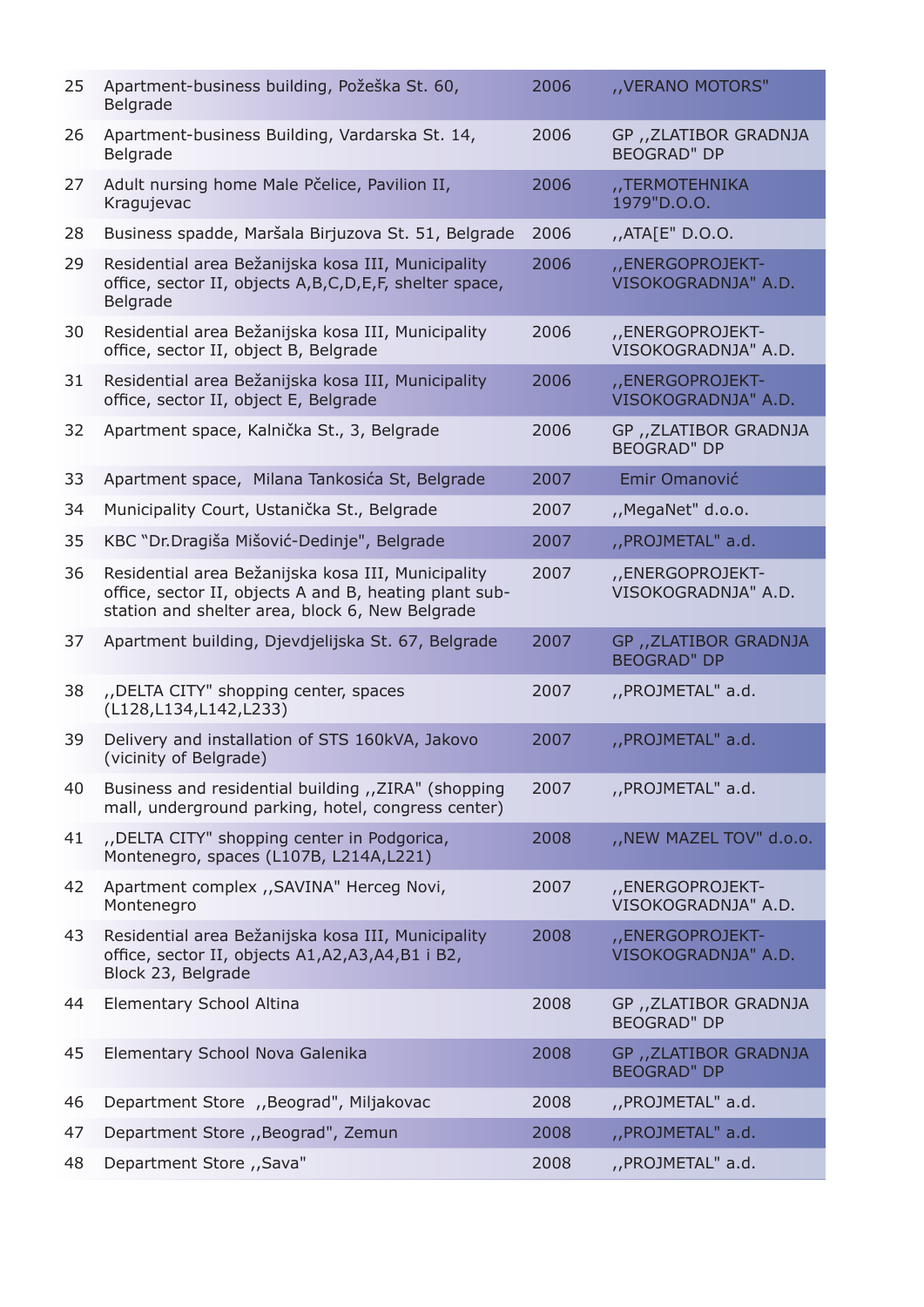| | | | |
|---|---|---|---|
| 25 | Apartment-business building, Požeška St. 60, Belgrade | 2006 | ,,VERANO MOTORS" |
| 26 | Apartment-business Building, Vardarska St. 14, Belgrade | 2006 | GP ,,ZLATIBOR GRADNJA BEOGRAD" DP |
| 27 | Adult nursing home Male Pčelice, Pavilion II, Kragujevac | 2006 | ,,TERMOTEHNIKA 1979"D.O.O. |
| 28 | Business spadde, Maršala Birjuzova St. 51, Belgrade | 2006 | ,,ATA[E" D.O.O. |
| 29 | Residential area Bežanijska kosa III, Municipality office, sector II, objects A,B,C,D,E,F, shelter space, Belgrade | 2006 | ,,ENERGOPROJEKT-VISOKOGRADNJA" A.D. |
| 30 | Residential area Bežanijska kosa III, Municipality office, sector II, object B, Belgrade | 2006 | ,,ENERGOPROJEKT-VISOKOGRADNJA" A.D. |
| 31 | Residential area Bežanijska kosa III, Municipality office, sector II, object E, Belgrade | 2006 | ,,ENERGOPROJEKT-VISOKOGRADNJA" A.D. |
| 32 | Apartment space, Kalnička St., 3, Belgrade | 2006 | GP ,,ZLATIBOR GRADNJA BEOGRAD" DP |
| 33 | Apartment space, Milana Tankosića St, Belgrade | 2007 | Emir Omanović |
| 34 | Municipality Court, Ustanička St., Belgrade | 2007 | ,,MegaNet" d.o.o. |
| 35 | KBC "Dr.Dragiša Mišović-Dedinje", Belgrade | 2007 | ,,PROJMETAL" a.d. |
| 36 | Residential area Bežanijska kosa III, Municipality office, sector II, objects A and B, heating plant sub-station and shelter area, block 6, New Belgrade | 2007 | ,,ENERGOPROJEKT-VISOKOGRADNJA" A.D. |
| 37 | Apartment building, Djevdjelijska St. 67, Belgrade | 2007 | GP ,,ZLATIBOR GRADNJA BEOGRAD" DP |
| 38 | ,,DELTA CITY" shopping center, spaces (L128,L134,L142,L233) | 2007 | ,,PROJMETAL" a.d. |
| 39 | Delivery and installation of STS 160kVA, Jakovo (vicinity of Belgrade) | 2007 | ,,PROJMETAL" a.d. |
| 40 | Business and residential building ,,ZIRA" (shopping mall, underground parking, hotel, congress center) | 2007 | ,,PROJMETAL" a.d. |
| 41 | ,,DELTA CITY" shopping center in Podgorica, Montenegro, spaces (L107B, L214A,L221) | 2008 | ,,NEW MAZEL TOV" d.o.o. |
| 42 | Apartment complex ,,SAVINA" Herceg Novi, Montenegro | 2007 | ,,ENERGOPROJEKT-VISOKOGRADNJA" A.D. |
| 43 | Residential area Bežanijska kosa III, Municipality office, sector II, objects A1,A2,A3,A4,B1 i B2, Block 23, Belgrade | 2008 | ,,ENERGOPROJEKT-VISOKOGRADNJA" A.D. |
| 44 | Elementary School Altina | 2008 | GP ,,ZLATIBOR GRADNJA BEOGRAD" DP |
| 45 | Elementary School Nova Galenika | 2008 | GP ,,ZLATIBOR GRADNJA BEOGRAD" DP |
| 46 | Department Store ,,Beograd", Miljakovac | 2008 | ,,PROJMETAL" a.d. |
| 47 | Department Store ,,Beograd", Zemun | 2008 | ,,PROJMETAL" a.d. |
| 48 | Department Store ,,Sava" | 2008 | ,,PROJMETAL" a.d. |